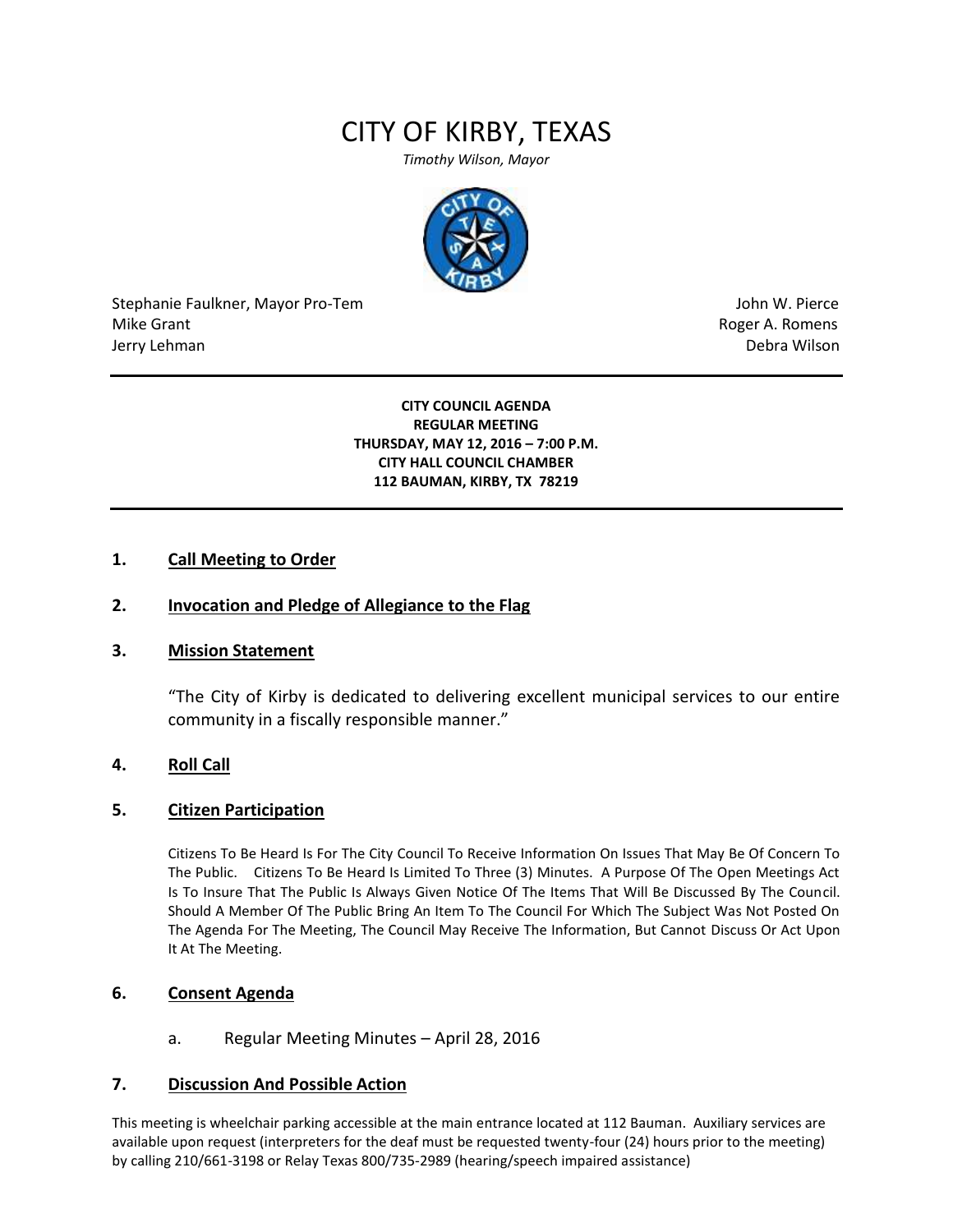# CITY OF KIRBY, TEXAS

*Timothy Wilson, Mayor*

Stephanie Faulkner, Mayor Pro-Tem
Mike Grant
Jerry Lehman

John W. Pierce
Roger A. Romens
Debra Wilson

---

**CITY COUNCIL AGENDA**
**REGULAR MEETING**
**THURSDAY, MAY 12, 2016 – 7:00 P.M.**
**CITY HALL COUNCIL CHAMBER**
**112 BAUMAN, KIRBY, TX 78219**

---

## 1. Call Meeting to Order

## 2. Invocation and Pledge of Allegiance to the Flag

## 3. Mission Statement

"The City of Kirby is dedicated to delivering excellent municipal services to our entire community in a fiscally responsible manner."

## 4. Roll Call

## 5. Citizen Participation

Citizens To Be Heard Is For The City Council To Receive Information On Issues That May Be Of Concern To The Public. Citizens To Be Heard Is Limited To Three (3) Minutes. A Purpose Of The Open Meetings Act Is To Insure That The Public Is Always Given Notice Of The Items That Will Be Discussed By The Council. Should A Member Of The Public Bring An Item To The Council For Which The Subject Was Not Posted On The Agenda For The Meeting, The Council May Receive The Information, But Cannot Discuss Or Act Upon It At The Meeting.

## 6. Consent Agenda

a. Regular Meeting Minutes – April 28, 2016

## 7. Discussion And Possible Action

This meeting is wheelchair parking accessible at the main entrance located at 112 Bauman. Auxiliary services are available upon request (interpreters for the deaf must be requested twenty-four (24) hours prior to the meeting) by calling 210/661-3198 or Relay Texas 800/735-2989 (hearing/speech impaired assistance)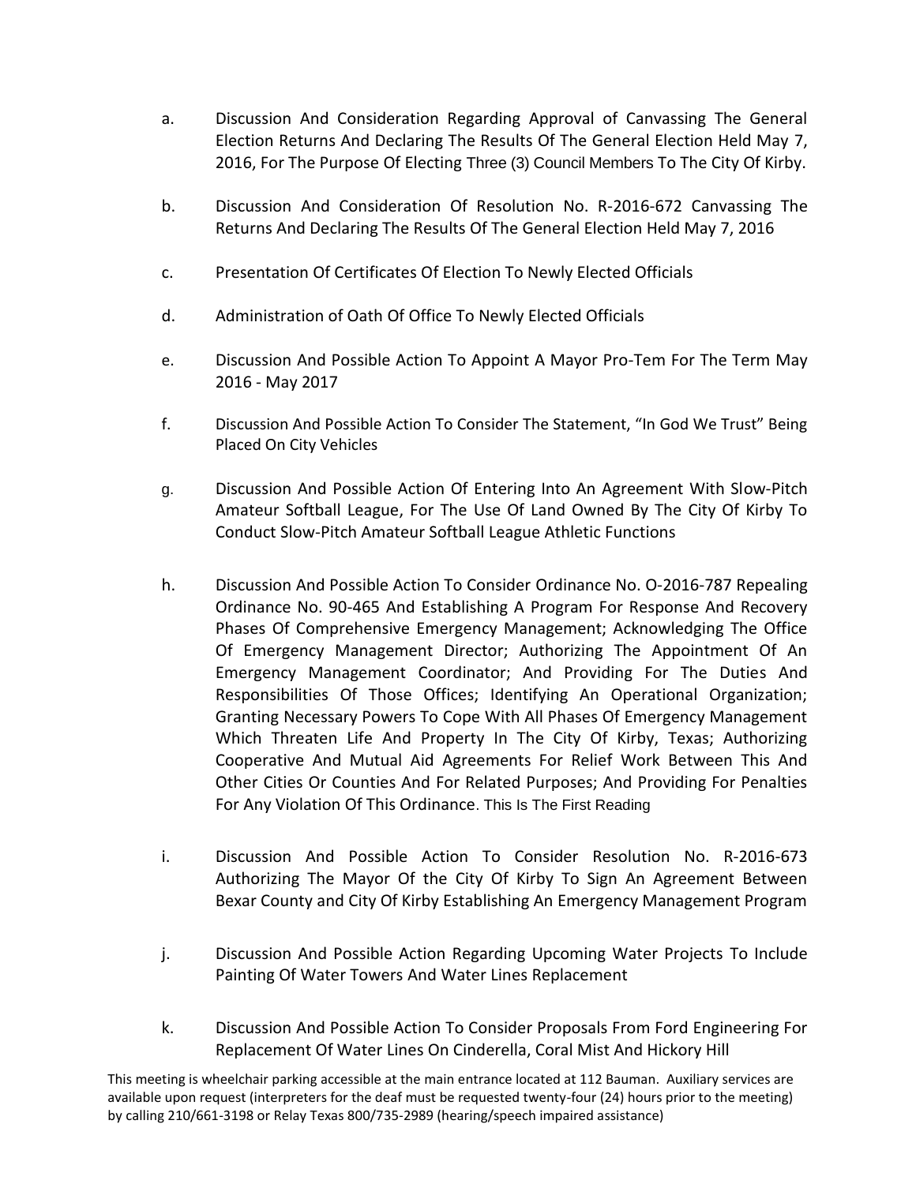a. Discussion And Consideration Regarding Approval of Canvassing The General Election Returns And Declaring The Results Of The General Election Held May 7, 2016, For The Purpose Of Electing Three (3) Council Members To The City Of Kirby.

b. Discussion And Consideration Of Resolution No. R-2016-672 Canvassing The Returns And Declaring The Results Of The General Election Held May 7, 2016

c. Presentation Of Certificates Of Election To Newly Elected Officials

d. Administration of Oath Of Office To Newly Elected Officials

e. Discussion And Possible Action To Appoint A Mayor Pro-Tem For The Term May 2016 - May 2017

f. Discussion And Possible Action To Consider The Statement, "In God We Trust" Being Placed On City Vehicles

g. Discussion And Possible Action Of Entering Into An Agreement With Slow-Pitch Amateur Softball League, For The Use Of Land Owned By The City Of Kirby To Conduct Slow-Pitch Amateur Softball League Athletic Functions

h. Discussion And Possible Action To Consider Ordinance No. O-2016-787 Repealing Ordinance No. 90-465 And Establishing A Program For Response And Recovery Phases Of Comprehensive Emergency Management; Acknowledging The Office Of Emergency Management Director; Authorizing The Appointment Of An Emergency Management Coordinator; And Providing For The Duties And Responsibilities Of Those Offices; Identifying An Operational Organization; Granting Necessary Powers To Cope With All Phases Of Emergency Management Which Threaten Life And Property In The City Of Kirby, Texas; Authorizing Cooperative And Mutual Aid Agreements For Relief Work Between This And Other Cities Or Counties And For Related Purposes; And Providing For Penalties For Any Violation Of This Ordinance. This Is The First Reading

i. Discussion And Possible Action To Consider Resolution No. R-2016-673 Authorizing The Mayor Of the City Of Kirby To Sign An Agreement Between Bexar County and City Of Kirby Establishing An Emergency Management Program

j. Discussion And Possible Action Regarding Upcoming Water Projects To Include Painting Of Water Towers And Water Lines Replacement

k. Discussion And Possible Action To Consider Proposals From Ford Engineering For Replacement Of Water Lines On Cinderella, Coral Mist And Hickory Hill

This meeting is wheelchair parking accessible at the main entrance located at 112 Bauman. Auxiliary services are available upon request (interpreters for the deaf must be requested twenty-four (24) hours prior to the meeting) by calling 210/661-3198 or Relay Texas 800/735-2989 (hearing/speech impaired assistance)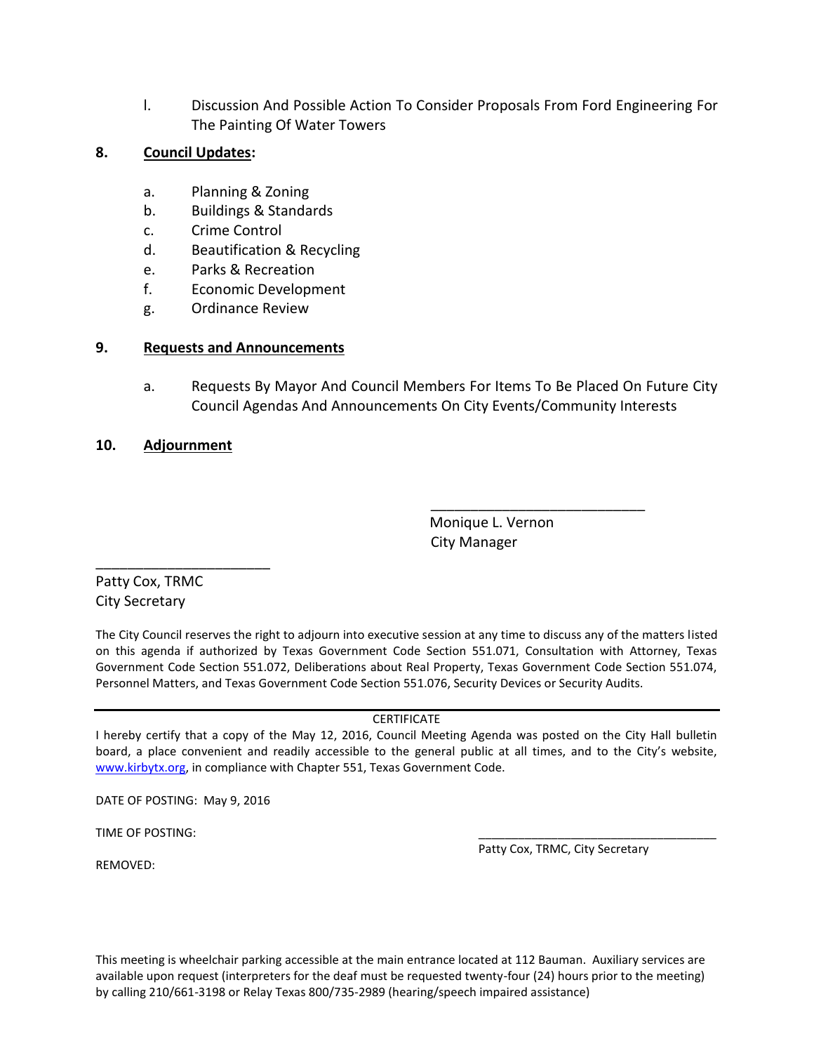l. Discussion And Possible Action To Consider Proposals From Ford Engineering For The Painting Of Water Towers

**8. Council Updates:**

a. Planning & Zoning
b. Buildings & Standards
c. Crime Control
d. Beautification & Recycling
e. Parks & Recreation
f. Economic Development
g. Ordinance Review

**9. Requests and Announcements**

a. Requests By Mayor And Council Members For Items To Be Placed On Future City Council Agendas And Announcements On City Events/Community Interests

**10. Adjournment**

\_\_\_\_\_\_\_\_\_\_\_\_\_\_\_\_\_\_\_\_\_\_\_\_\_\_\_\_
Monique L. Vernon
City Manager

\_\_\_\_\_\_\_\_\_\_\_\_\_\_\_\_\_\_\_\_\_\_\_\_
Patty Cox, TRMC
City Secretary

The City Council reserves the right to adjourn into executive session at any time to discuss any of the matters listed on this agenda if authorized by Texas Government Code Section 551.071, Consultation with Attorney, Texas Government Code Section 551.072, Deliberations about Real Property, Texas Government Code Section 551.074, Personnel Matters, and Texas Government Code Section 551.076, Security Devices or Security Audits.

---

CERTIFICATE

I hereby certify that a copy of the May 12, 2016, Council Meeting Agenda was posted on the City Hall bulletin board, a place convenient and readily accessible to the general public at all times, and to the City's website, www.kirbytx.org, in compliance with Chapter 551, Texas Government Code.

DATE OF POSTING: May 9, 2016

TIME OF POSTING:

\_\_\_\_\_\_\_\_\_\_\_\_\_\_\_\_\_\_\_\_\_\_\_\_\_\_\_\_\_\_\_\_\_\_\_\_
Patty Cox, TRMC, City Secretary

REMOVED:

This meeting is wheelchair parking accessible at the main entrance located at 112 Bauman. Auxiliary services are available upon request (interpreters for the deaf must be requested twenty-four (24) hours prior to the meeting) by calling 210/661-3198 or Relay Texas 800/735-2989 (hearing/speech impaired assistance)